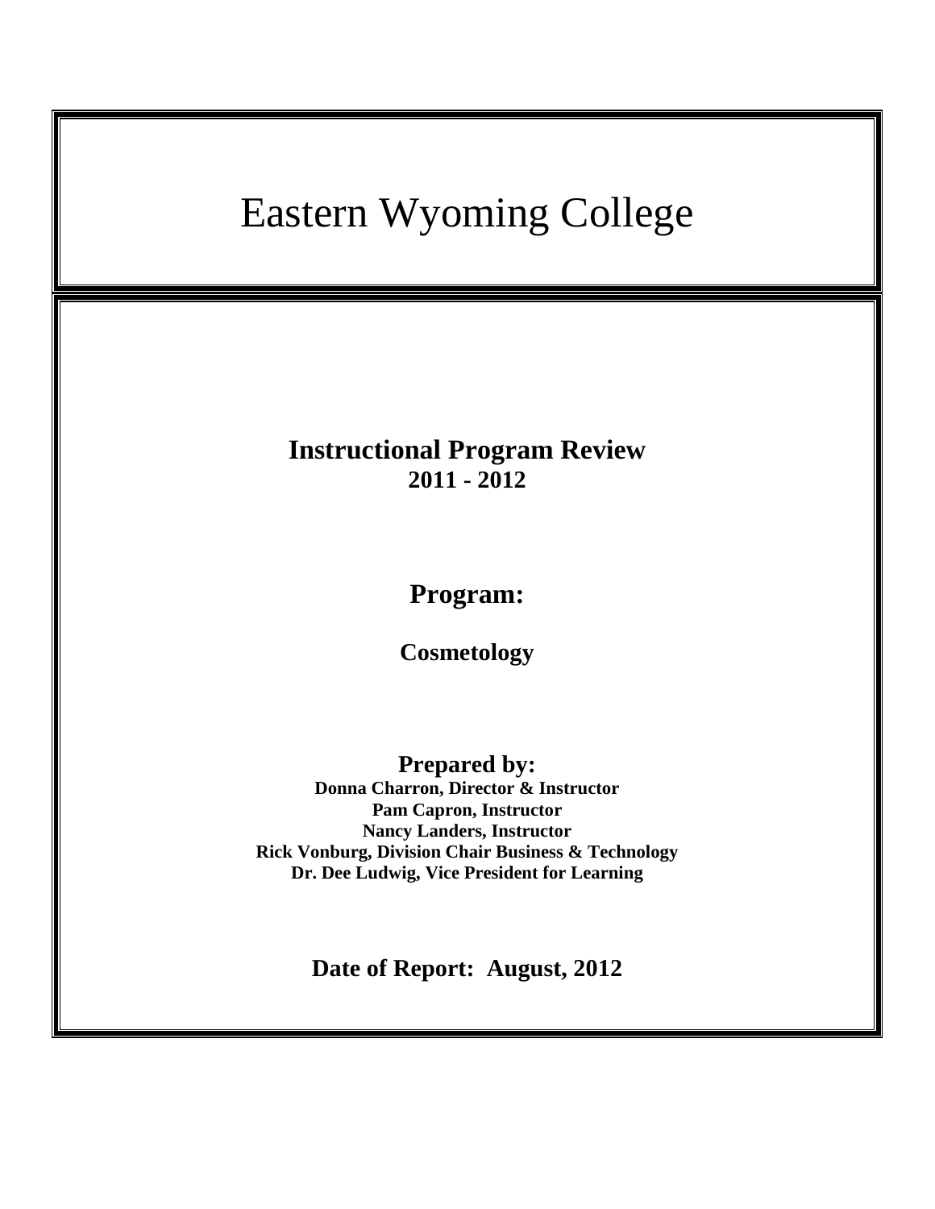# Eastern Wyoming College

## Instructional Program Review
**2011 - 2012**

## Program:

**Cosmetology**

## Prepared by:

**Donna Charron, Director & Instructor**
**Pam Capron, Instructor**
**Nancy Landers, Instructor**
**Rick Vonburg, Division Chair Business & Technology**
**Dr. Dee Ludwig, Vice President for Learning**

**Date of Report: August, 2012**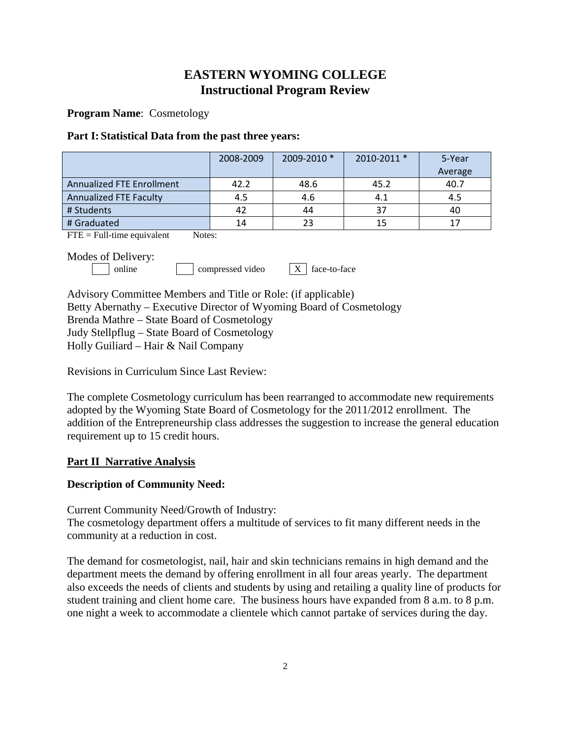# EASTERN WYOMING COLLEGE
## Instructional Program Review

**Program Name**: Cosmetology

**Part I: Statistical Data from the past three years:**

| | 2008-2009 | 2009-2010 * | 2010-2011 * | 5-Year Average |
|---|---|---|---|---|
| Annualized FTE Enrollment | 42.2 | 48.6 | 45.2 | 40.7 |
| Annualized FTE Faculty | 4.5 | 4.6 | 4.1 | 4.5 |
| # Students | 42 | 44 | 37 | 40 |
| # Graduated | 14 | 23 | 15 | 17 |

FTE = Full-time equivalent        Notes:

Modes of Delivery:

[ ] online        [ ] compressed video        [X] face-to-face

Advisory Committee Members and Title or Role: (if applicable)
Betty Abernathy – Executive Director of Wyoming Board of Cosmetology
Brenda Mathre – State Board of Cosmetology
Judy Stellpflug – State Board of Cosmetology
Holly Guiliard – Hair & Nail Company

Revisions in Curriculum Since Last Review:

The complete Cosmetology curriculum has been rearranged to accommodate new requirements adopted by the Wyoming State Board of Cosmetology for the 2011/2012 enrollment. The addition of the Entrepreneurship class addresses the suggestion to increase the general education requirement up to 15 credit hours.

## Part II Narrative Analysis

**Description of Community Need:**

Current Community Need/Growth of Industry:
The cosmetology department offers a multitude of services to fit many different needs in the community at a reduction in cost.

The demand for cosmetologist, nail, hair and skin technicians remains in high demand and the department meets the demand by offering enrollment in all four areas yearly. The department also exceeds the needs of clients and students by using and retailing a quality line of products for student training and client home care. The business hours have expanded from 8 a.m. to 8 p.m. one night a week to accommodate a clientele which cannot partake of services during the day.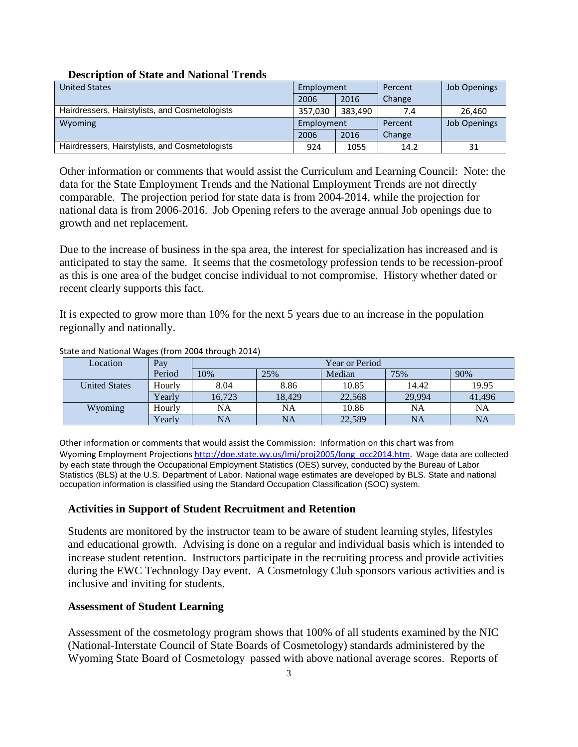## Description of State and National Trends

| United States | Employment | | Percent | Job Openings |
|---|---|---|---|---|
| | 2006 | 2016 | Change | |
| Hairdressers, Hairstylists, and Cosmetologists | 357,030 | 383,490 | 7.4 | 26,460 |
| Wyoming | Employment | | Percent | Job Openings |
| | 2006 | 2016 | Change | |
| Hairdressers, Hairstylists, and Cosmetologists | 924 | 1055 | 14.2 | 31 |

Other information or comments that would assist the Curriculum and Learning Council: Note: the data for the State Employment Trends and the National Employment Trends are not directly comparable. The projection period for state data is from 2004-2014, while the projection for national data is from 2006-2016. Job Opening refers to the average annual Job openings due to growth and net replacement.

Due to the increase of business in the spa area, the interest for specialization has increased and is anticipated to stay the same. It seems that the cosmetology profession tends to be recession-proof as this is one area of the budget concise individual to not compromise. History whether dated or recent clearly supports this fact.

It is expected to grow more than 10% for the next 5 years due to an increase in the population regionally and nationally.

State and National Wages (from 2004 through 2014)

| Location | Pay Period | Year or Period | | | | |
|---|---|---|---|---|---|---|
| | | 10% | 25% | Median | 75% | 90% |
| United States | Hourly | 8.04 | 8.86 | 10.85 | 14.42 | 19.95 |
| | Yearly | 16,723 | 18,429 | 22,568 | 29,994 | 41,496 |
| Wyoming | Hourly | NA | NA | 10.86 | NA | NA |
| | Yearly | NA | NA | 22,589 | NA | NA |

Other information or comments that would assist the Commission: Information on this chart was from Wyoming Employment Projections http://doe.state.wy.us/lmi/proj2005/long_occ2014.htm. Wage data are collected by each state through the Occupational Employment Statistics (OES) survey, conducted by the Bureau of Labor Statistics (BLS) at the U.S. Department of Labor. National wage estimates are developed by BLS. State and national occupation information is classified using the Standard Occupation Classification (SOC) system.

## Activities in Support of Student Recruitment and Retention

Students are monitored by the instructor team to be aware of student learning styles, lifestyles and educational growth. Advising is done on a regular and individual basis which is intended to increase student retention. Instructors participate in the recruiting process and provide activities during the EWC Technology Day event. A Cosmetology Club sponsors various activities and is inclusive and inviting for students.

## Assessment of Student Learning

Assessment of the cosmetology program shows that 100% of all students examined by the NIC (National-Interstate Council of State Boards of Cosmetology) standards administered by the Wyoming State Board of Cosmetology passed with above national average scores. Reports of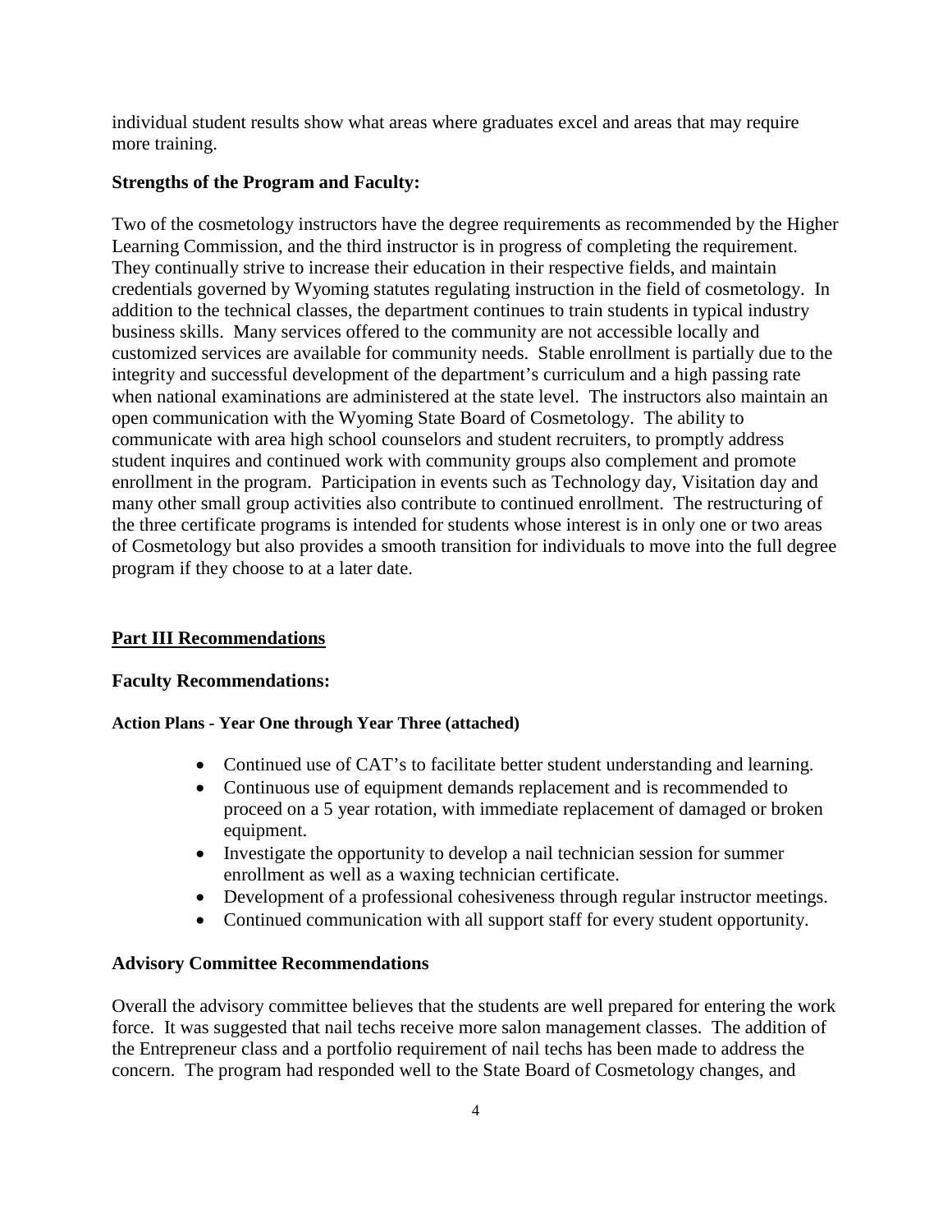individual student results show what areas where graduates excel and areas that may require more training.

**Strengths of the Program and Faculty:**

Two of the cosmetology instructors have the degree requirements as recommended by the Higher Learning Commission, and the third instructor is in progress of completing the requirement. They continually strive to increase their education in their respective fields, and maintain credentials governed by Wyoming statutes regulating instruction in the field of cosmetology. In addition to the technical classes, the department continues to train students in typical industry business skills. Many services offered to the community are not accessible locally and customized services are available for community needs. Stable enrollment is partially due to the integrity and successful development of the department's curriculum and a high passing rate when national examinations are administered at the state level. The instructors also maintain an open communication with the Wyoming State Board of Cosmetology. The ability to communicate with area high school counselors and student recruiters, to promptly address student inquires and continued work with community groups also complement and promote enrollment in the program. Participation in events such as Technology day, Visitation day and many other small group activities also contribute to continued enrollment. The restructuring of the three certificate programs is intended for students whose interest is in only one or two areas of Cosmetology but also provides a smooth transition for individuals to move into the full degree program if they choose to at a later date.

## Part III Recommendations

**Faculty Recommendations:**

**Action Plans - Year One through Year Three (attached)**

- Continued use of CAT's to facilitate better student understanding and learning.
- Continuous use of equipment demands replacement and is recommended to proceed on a 5 year rotation, with immediate replacement of damaged or broken equipment.
- Investigate the opportunity to develop a nail technician session for summer enrollment as well as a waxing technician certificate.
- Development of a professional cohesiveness through regular instructor meetings.
- Continued communication with all support staff for every student opportunity.

**Advisory Committee Recommendations**

Overall the advisory committee believes that the students are well prepared for entering the work force. It was suggested that nail techs receive more salon management classes. The addition of the Entrepreneur class and a portfolio requirement of nail techs has been made to address the concern. The program had responded well to the State Board of Cosmetology changes, and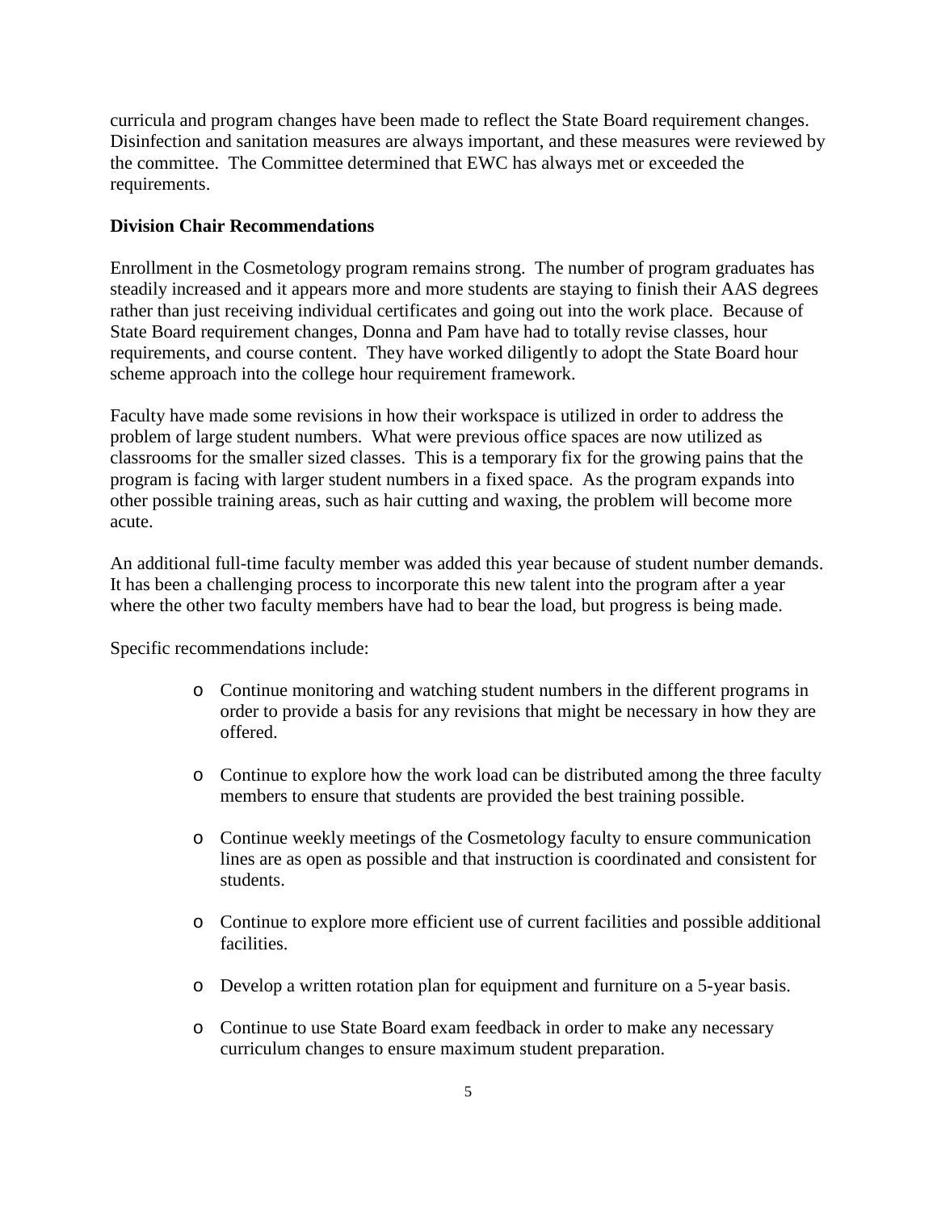curricula and program changes have been made to reflect the State Board requirement changes. Disinfection and sanitation measures are always important, and these measures were reviewed by the committee. The Committee determined that EWC has always met or exceeded the requirements.

**Division Chair Recommendations**

Enrollment in the Cosmetology program remains strong. The number of program graduates has steadily increased and it appears more and more students are staying to finish their AAS degrees rather than just receiving individual certificates and going out into the work place. Because of State Board requirement changes, Donna and Pam have had to totally revise classes, hour requirements, and course content. They have worked diligently to adopt the State Board hour scheme approach into the college hour requirement framework.

Faculty have made some revisions in how their workspace is utilized in order to address the problem of large student numbers. What were previous office spaces are now utilized as classrooms for the smaller sized classes. This is a temporary fix for the growing pains that the program is facing with larger student numbers in a fixed space. As the program expands into other possible training areas, such as hair cutting and waxing, the problem will become more acute.

An additional full-time faculty member was added this year because of student number demands. It has been a challenging process to incorporate this new talent into the program after a year where the other two faculty members have had to bear the load, but progress is being made.

Specific recommendations include:

- Continue monitoring and watching student numbers in the different programs in order to provide a basis for any revisions that might be necessary in how they are offered.
- Continue to explore how the work load can be distributed among the three faculty members to ensure that students are provided the best training possible.
- Continue weekly meetings of the Cosmetology faculty to ensure communication lines are as open as possible and that instruction is coordinated and consistent for students.
- Continue to explore more efficient use of current facilities and possible additional facilities.
- Develop a written rotation plan for equipment and furniture on a 5-year basis.
- Continue to use State Board exam feedback in order to make any necessary curriculum changes to ensure maximum student preparation.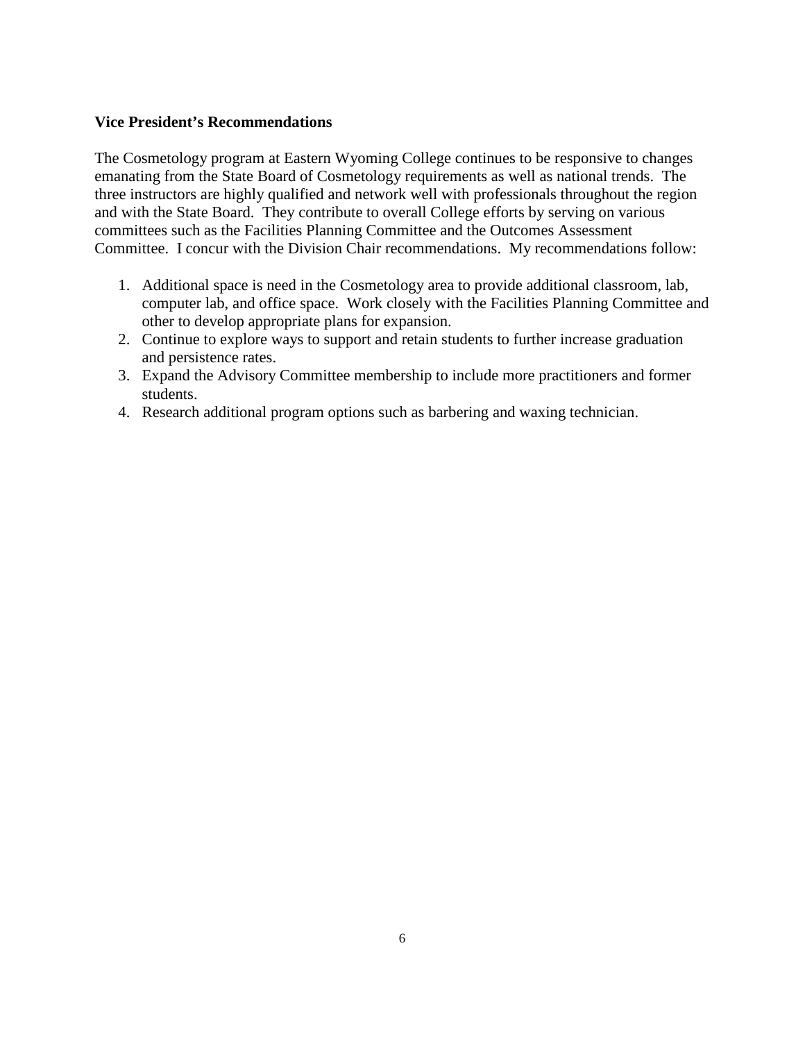**Vice President's Recommendations**

The Cosmetology program at Eastern Wyoming College continues to be responsive to changes emanating from the State Board of Cosmetology requirements as well as national trends. The three instructors are highly qualified and network well with professionals throughout the region and with the State Board. They contribute to overall College efforts by serving on various committees such as the Facilities Planning Committee and the Outcomes Assessment Committee. I concur with the Division Chair recommendations. My recommendations follow:

1. Additional space is need in the Cosmetology area to provide additional classroom, lab, computer lab, and office space. Work closely with the Facilities Planning Committee and other to develop appropriate plans for expansion.
2. Continue to explore ways to support and retain students to further increase graduation and persistence rates.
3. Expand the Advisory Committee membership to include more practitioners and former students.
4. Research additional program options such as barbering and waxing technician.